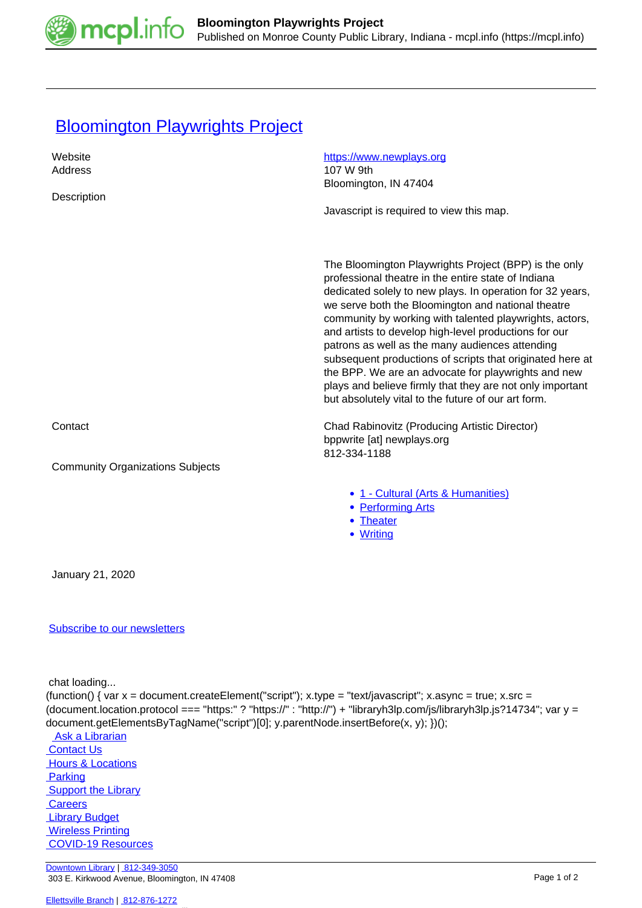# Bloomington Playwrights Project

| | |
|---|---|
| Website | https://www.newplays.org |
| Address | 107 W 9th<br>Bloomington, IN 47404 |
| Description | Javascript is required to view this map.<br><br>The Bloomington Playwrights Project (BPP) is the only professional theatre in the entire state of Indiana dedicated solely to new plays. In operation for 32 years, we serve both the Bloomington and national theatre community by working with talented playwrights, actors, and artists to develop high-level productions for our patrons as well as the many audiences attending subsequent productions of scripts that originated here at the BPP. We are an advocate for playwrights and new plays and believe firmly that they are not only important but absolutely vital to the future of our art form. |
| Contact | Chad Rabinovitz (Producing Artistic Director)<br>bppwrite [at] newplays.org<br>812-334-1188 |
| Community Organizations Subjects | • 1 - Cultural (Arts & Humanities)<br>• Performing Arts<br>• Theater<br>• Writing |

January 21, 2020

Subscribe to our newsletters

chat loading...

```
(function() { var x = document.createElement("script"); x.type = "text/javascript"; x.async = true; x.src = (document.location.protocol === "https:" ? "https://" : "http://") + "libraryh3lp.com/js/libraryh3lp.js?14734"; var y = document.getElementsByTagName("script")[0]; y.parentNode.insertBefore(x, y); })();
```

- Ask a Librarian
- Contact Us
- Hours & Locations
- Parking
- Support the Library
- Careers
- Library Budget
- Wireless Printing
- COVID-19 Resources

Downtown Library | 812-349-3050
303 E. Kirkwood Avenue, Bloomington, IN 47408

Ellettsville Branch | 812-876-1272